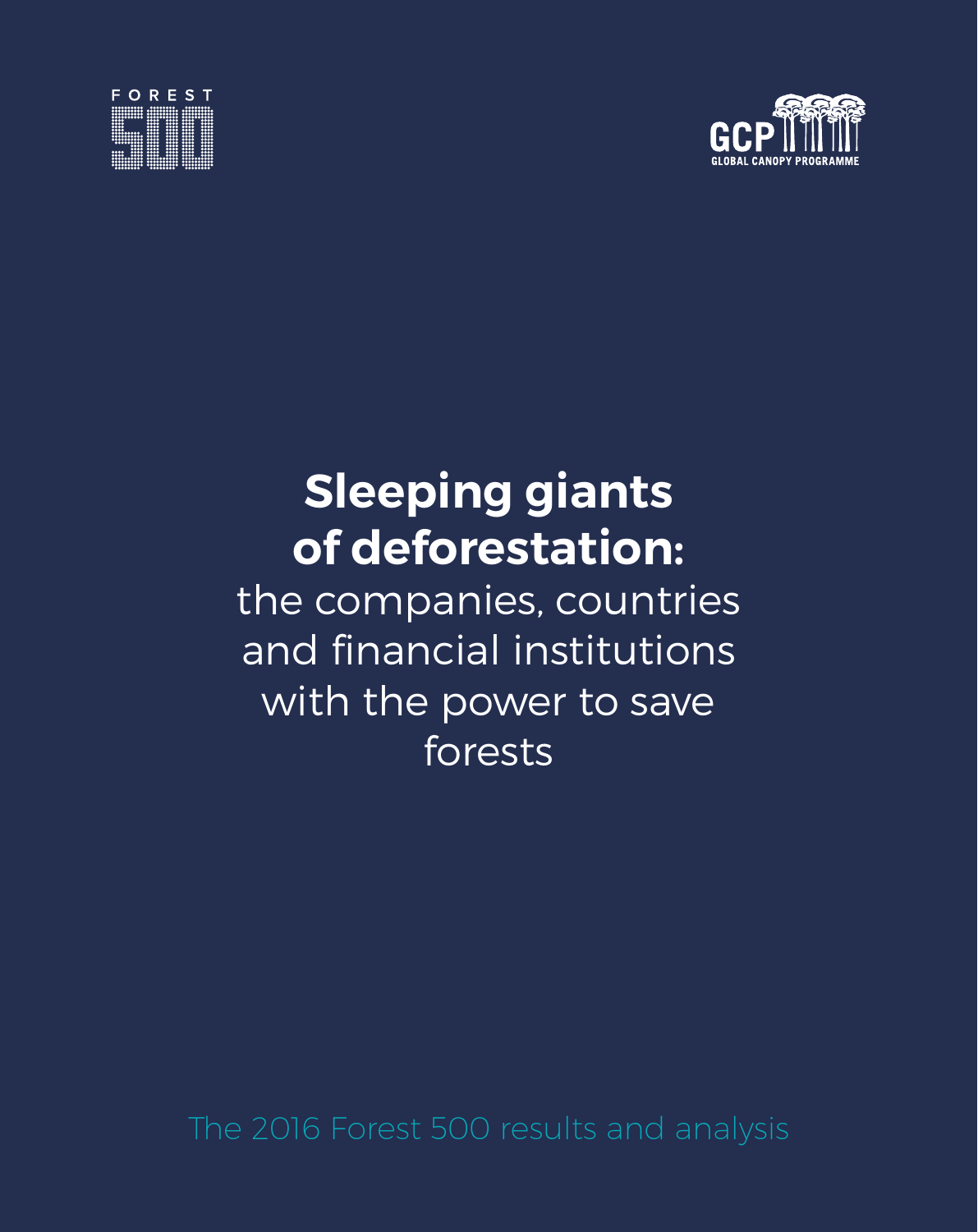FOREST 500

GCP GLOBAL CANOPY PROGRAMME

# Sleeping giants of deforestation:

the companies, countries and financial institutions with the power to save forests

The 2016 Forest 500 results and analysis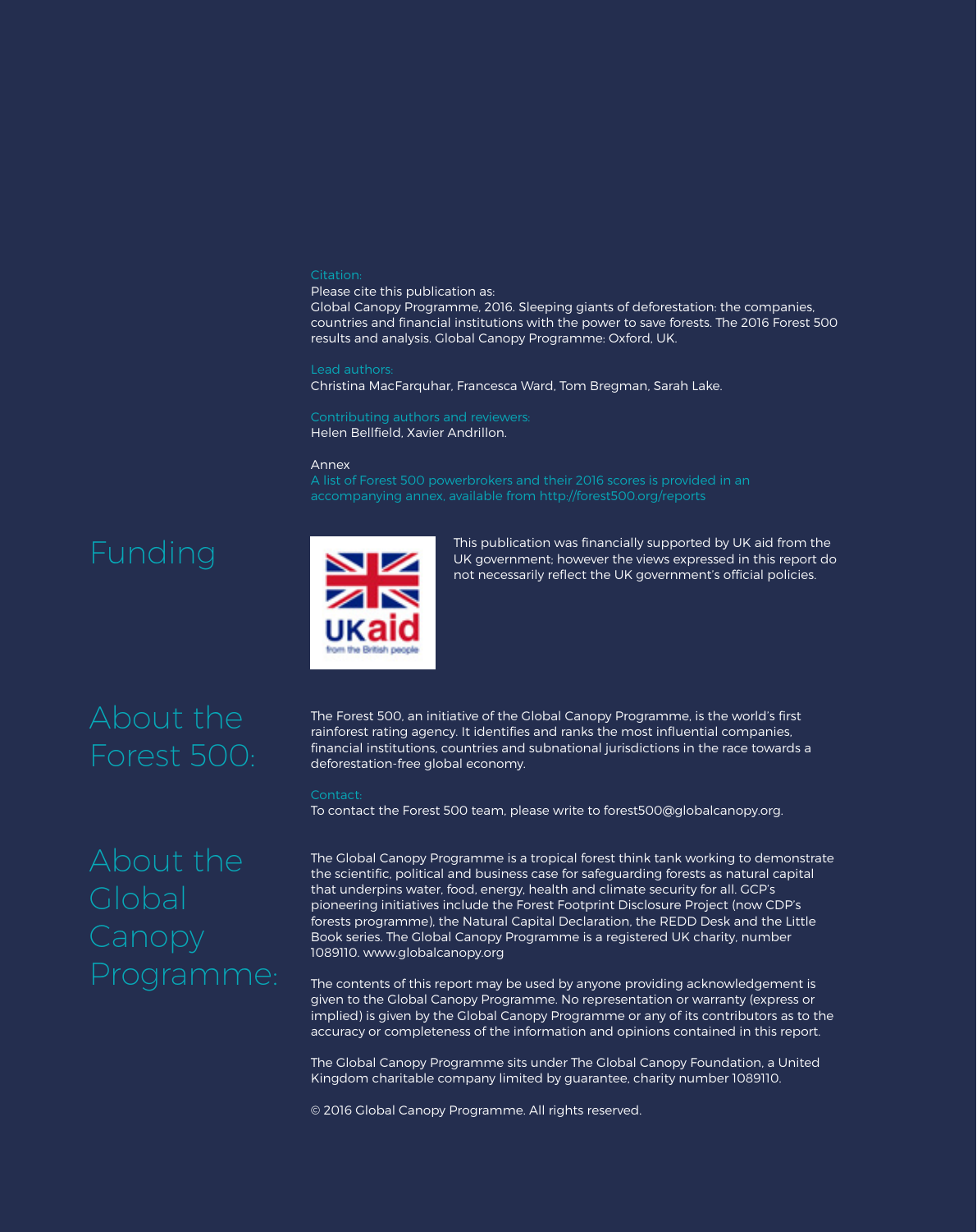Citation:

Please cite this publication as:
Global Canopy Programme, 2016. Sleeping giants of deforestation: the companies, countries and financial institutions with the power to save forests. The 2016 Forest 500 results and analysis. Global Canopy Programme: Oxford, UK.

Lead authors:

Christina MacFarquhar, Francesca Ward, Tom Bregman, Sarah Lake.

Contributing authors and reviewers:

Helen Bellfield, Xavier Andrillon.

Annex

A list of Forest 500 powerbrokers and their 2016 scores is provided in an accompanying annex, available from http://forest500.org/reports

## Funding

This publication was financially supported by UK aid from the UK government; however the views expressed in this report do not necessarily reflect the UK government's official policies.

## About the Forest 500:

The Forest 500, an initiative of the Global Canopy Programme, is the world's first rainforest rating agency. It identifies and ranks the most influential companies, financial institutions, countries and subnational jurisdictions in the race towards a deforestation-free global economy.

Contact:

To contact the Forest 500 team, please write to forest500@globalcanopy.org.

## About the Global Canopy Programme:

The Global Canopy Programme is a tropical forest think tank working to demonstrate the scientific, political and business case for safeguarding forests as natural capital that underpins water, food, energy, health and climate security for all. GCP's pioneering initiatives include the Forest Footprint Disclosure Project (now CDP's forests programme), the Natural Capital Declaration, the REDD Desk and the Little Book series. The Global Canopy Programme is a registered UK charity, number 1089110. www.globalcanopy.org

The contents of this report may be used by anyone providing acknowledgement is given to the Global Canopy Programme. No representation or warranty (express or implied) is given by the Global Canopy Programme or any of its contributors as to the accuracy or completeness of the information and opinions contained in this report.

The Global Canopy Programme sits under The Global Canopy Foundation, a United Kingdom charitable company limited by guarantee, charity number 1089110.

© 2016 Global Canopy Programme. All rights reserved.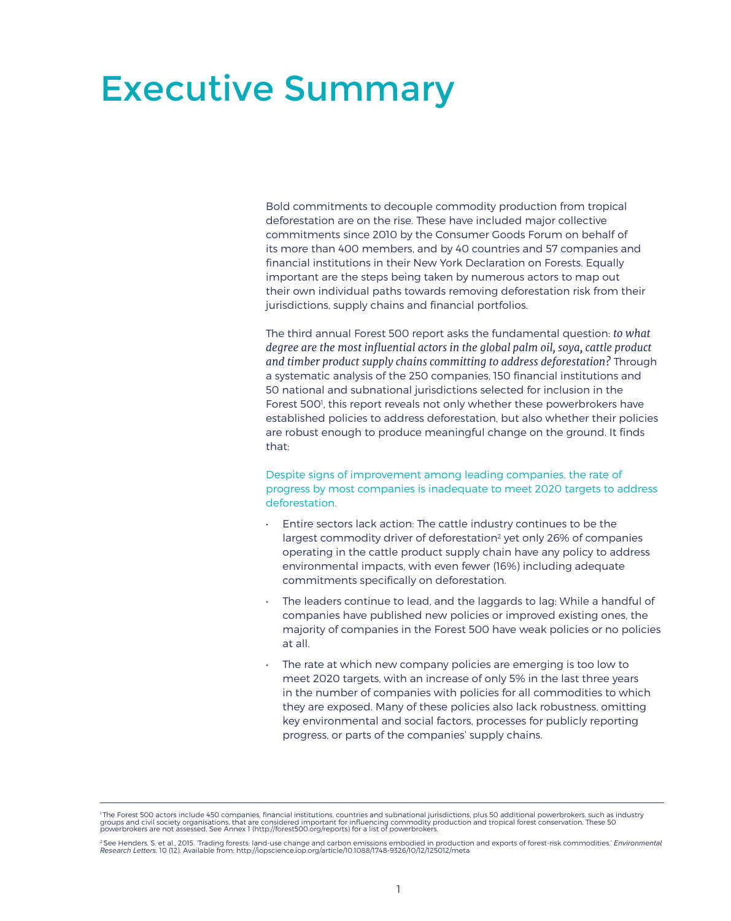# Executive Summary

Bold commitments to decouple commodity production from tropical deforestation are on the rise. These have included major collective commitments since 2010 by the Consumer Goods Forum on behalf of its more than 400 members, and by 40 countries and 57 companies and financial institutions in their New York Declaration on Forests. Equally important are the steps being taken by numerous actors to map out their own individual paths towards removing deforestation risk from their jurisdictions, supply chains and financial portfolios.

The third annual Forest 500 report asks the fundamental question: *to what degree are the most influential actors in the global palm oil, soya, cattle product and timber product supply chains committing to address deforestation?* Through a systematic analysis of the 250 companies, 150 financial institutions and 50 national and subnational jurisdictions selected for inclusion in the Forest 500[1], this report reveals not only whether these powerbrokers have established policies to address deforestation, but also whether their policies are robust enough to produce meaningful change on the ground. It finds that:

Despite signs of improvement among leading companies, the rate of progress by most companies is inadequate to meet 2020 targets to address deforestation.

- Entire sectors lack action: The cattle industry continues to be the largest commodity driver of deforestation[2] yet only 26% of companies operating in the cattle product supply chain have any policy to address environmental impacts, with even fewer (16%) including adequate commitments specifically on deforestation.
- The leaders continue to lead, and the laggards to lag: While a handful of companies have published new policies or improved existing ones, the majority of companies in the Forest 500 have weak policies or no policies at all.
- The rate at which new company policies are emerging is too low to meet 2020 targets, with an increase of only 5% in the last three years in the number of companies with policies for all commodities to which they are exposed. Many of these policies also lack robustness, omitting key environmental and social factors, processes for publicly reporting progress, or parts of the companies' supply chains.

---

[1] The Forest 500 actors include 450 companies, financial institutions, countries and subnational jurisdictions, plus 50 additional powerbrokers, such as industry groups and civil society organisations, that are considered important for influencing commodity production and tropical forest conservation. These 50 powerbrokers are not assessed. See Annex 1 (http://forest500.org/reports) for a list of powerbrokers.

[2] See Henders, S. et al., 2015. 'Trading forests: land-use change and carbon emissions embodied in production and exports of forest-risk commodities.' *Environmental Research Letters*, 10 (12). Available from: http://iopscience.iop.org/article/10.1088/1748-9326/10/12/125012/meta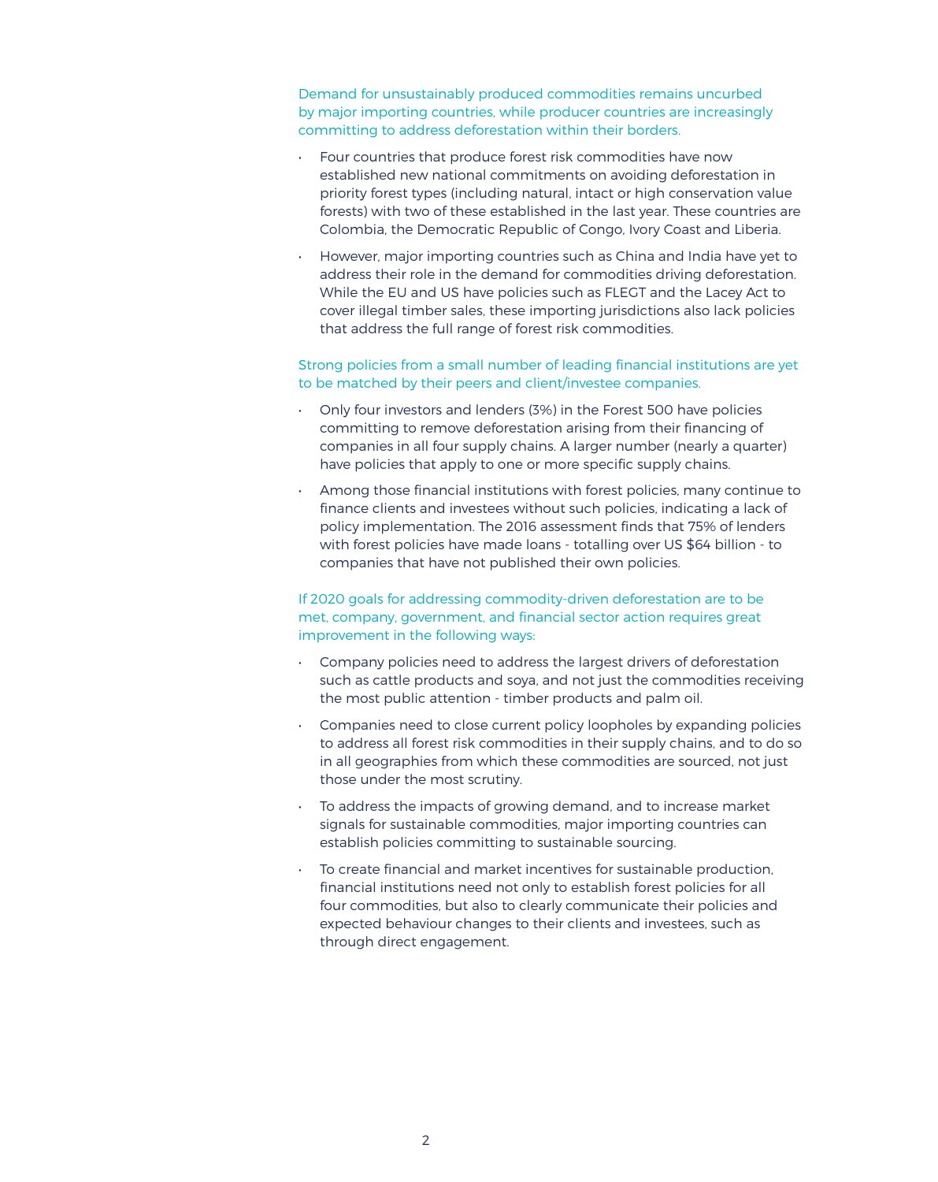Demand for unsustainably produced commodities remains uncurbed by major importing countries, while producer countries are increasingly committing to address deforestation within their borders.

- Four countries that produce forest risk commodities have now established new national commitments on avoiding deforestation in priority forest types (including natural, intact or high conservation value forests) with two of these established in the last year. These countries are Colombia, the Democratic Republic of Congo, Ivory Coast and Liberia.
- However, major importing countries such as China and India have yet to address their role in the demand for commodities driving deforestation. While the EU and US have policies such as FLEGT and the Lacey Act to cover illegal timber sales, these importing jurisdictions also lack policies that address the full range of forest risk commodities.

Strong policies from a small number of leading financial institutions are yet to be matched by their peers and client/investee companies.

- Only four investors and lenders (3%) in the Forest 500 have policies committing to remove deforestation arising from their financing of companies in all four supply chains. A larger number (nearly a quarter) have policies that apply to one or more specific supply chains.
- Among those financial institutions with forest policies, many continue to finance clients and investees without such policies, indicating a lack of policy implementation. The 2016 assessment finds that 75% of lenders with forest policies have made loans - totalling over US $64 billion - to companies that have not published their own policies.

If 2020 goals for addressing commodity-driven deforestation are to be met, company, government, and financial sector action requires great improvement in the following ways:

- Company policies need to address the largest drivers of deforestation such as cattle products and soya, and not just the commodities receiving the most public attention - timber products and palm oil.
- Companies need to close current policy loopholes by expanding policies to address all forest risk commodities in their supply chains, and to do so in all geographies from which these commodities are sourced, not just those under the most scrutiny.
- To address the impacts of growing demand, and to increase market signals for sustainable commodities, major importing countries can establish policies committing to sustainable sourcing.
- To create financial and market incentives for sustainable production, financial institutions need not only to establish forest policies for all four commodities, but also to clearly communicate their policies and expected behaviour changes to their clients and investees, such as through direct engagement.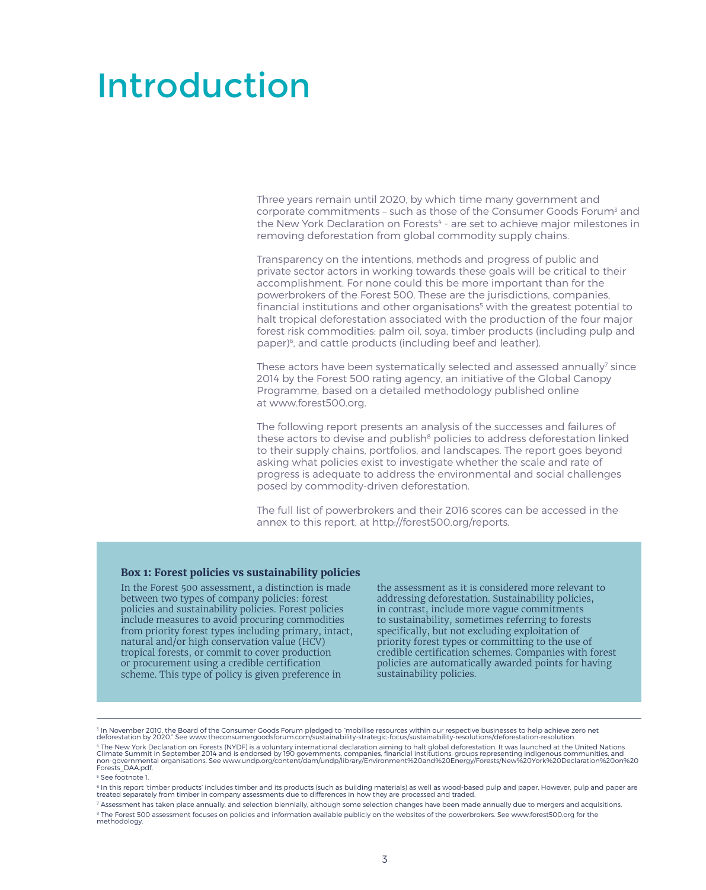# Introduction

Three years remain until 2020, by which time many government and corporate commitments – such as those of the Consumer Goods Forum[3] and the New York Declaration on Forests[4] - are set to achieve major milestones in removing deforestation from global commodity supply chains.

Transparency on the intentions, methods and progress of public and private sector actors in working towards these goals will be critical to their accomplishment. For none could this be more important than for the powerbrokers of the Forest 500. These are the jurisdictions, companies, financial institutions and other organisations[5] with the greatest potential to halt tropical deforestation associated with the production of the four major forest risk commodities: palm oil, soya, timber products (including pulp and paper)[6], and cattle products (including beef and leather).

These actors have been systematically selected and assessed annually[7] since 2014 by the Forest 500 rating agency, an initiative of the Global Canopy Programme, based on a detailed methodology published online at www.forest500.org.

The following report presents an analysis of the successes and failures of these actors to devise and publish[8] policies to address deforestation linked to their supply chains, portfolios, and landscapes. The report goes beyond asking what policies exist to investigate whether the scale and rate of progress is adequate to address the environmental and social challenges posed by commodity-driven deforestation.

The full list of powerbrokers and their 2016 scores can be accessed in the annex to this report, at http://forest500.org/reports.

**Box 1: Forest policies vs sustainability policies**

In the Forest 500 assessment, a distinction is made between two types of company policies: forest policies and sustainability policies. Forest policies include measures to avoid procuring commodities from priority forest types including primary, intact, natural and/or high conservation value (HCV) tropical forests, or commit to cover production or procurement using a credible certification scheme. This type of policy is given preference in the assessment as it is considered more relevant to addressing deforestation. Sustainability policies, in contrast, include more vague commitments to sustainability, sometimes referring to forests specifically, but not excluding exploitation of priority forest types or committing to the use of credible certification schemes. Companies with forest policies are automatically awarded points for having sustainability policies.

---

[3] In November 2010, the Board of the Consumer Goods Forum pledged to "mobilise resources within our respective businesses to help achieve zero net deforestation by 2020." See www.theconsumergoodsforum.com/sustainability-strategic-focus/sustainability-resolutions/deforestation-resolution.

[4] The New York Declaration on Forests (NYDF) is a voluntary international declaration aiming to halt global deforestation. It was launched at the United Nations Climate Summit in September 2014 and is endorsed by 190 governments, companies, financial institutions, groups representing indigenous communities, and non-governmental organisations. See www.undp.org/content/dam/undp/library/Environment%20and%20Energy/Forests/New%20York%20Declaration%20on%20Forests_DAA.pdf.

[5] See footnote 1.

[6] In this report 'timber products' includes timber and its products (such as building materials) as well as wood-based pulp and paper. However, pulp and paper are treated separately from timber in company assessments due to differences in how they are processed and traded.

[7] Assessment has taken place annually, and selection biennially, although some selection changes have been made annually due to mergers and acquisitions.

[8] The Forest 500 assessment focuses on policies and information available publicly on the websites of the powerbrokers. See www.forest500.org for the methodology.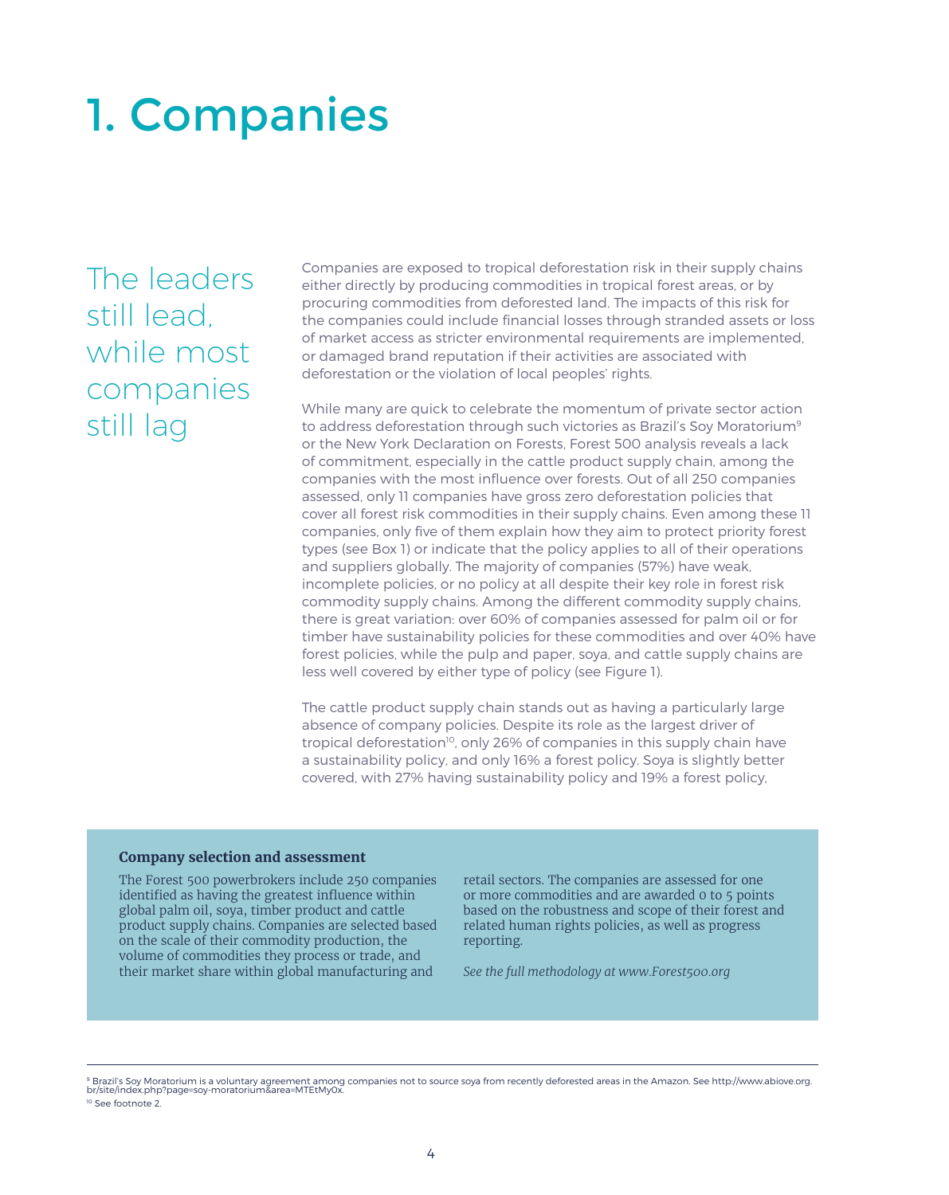# 1. Companies

## The leaders still lead, while most companies still lag

Companies are exposed to tropical deforestation risk in their supply chains either directly by producing commodities in tropical forest areas, or by procuring commodities from deforested land. The impacts of this risk for the companies could include financial losses through stranded assets or loss of market access as stricter environmental requirements are implemented, or damaged brand reputation if their activities are associated with deforestation or the violation of local peoples' rights.

While many are quick to celebrate the momentum of private sector action to address deforestation through such victories as Brazil's Soy Moratorium[9] or the New York Declaration on Forests, Forest 500 analysis reveals a lack of commitment, especially in the cattle product supply chain, among the companies with the most influence over forests. Out of all 250 companies assessed, only 11 companies have gross zero deforestation policies that cover all forest risk commodities in their supply chains. Even among these 11 companies, only five of them explain how they aim to protect priority forest types (see Box 1) or indicate that the policy applies to all of their operations and suppliers globally. The majority of companies (57%) have weak, incomplete policies, or no policy at all despite their key role in forest risk commodity supply chains. Among the different commodity supply chains, there is great variation: over 60% of companies assessed for palm oil or for timber have sustainability policies for these commodities and over 40% have forest policies, while the pulp and paper, soya, and cattle supply chains are less well covered by either type of policy (see Figure 1).

The cattle product supply chain stands out as having a particularly large absence of company policies. Despite its role as the largest driver of tropical deforestation[10], only 26% of companies in this supply chain have a sustainability policy, and only 16% a forest policy. Soya is slightly better covered, with 27% having sustainability policy and 19% a forest policy,

**Company selection and assessment**

The Forest 500 powerbrokers include 250 companies identified as having the greatest influence within global palm oil, soya, timber product and cattle product supply chains. Companies are selected based on the scale of their commodity production, the volume of commodities they process or trade, and their market share within global manufacturing and retail sectors. The companies are assessed for one or more commodities and are awarded 0 to 5 points based on the robustness and scope of their forest and related human rights policies, as well as progress reporting.

*See the full methodology at www.Forest500.org*

---

[9] Brazil's Soy Moratorium is a voluntary agreement among companies not to source soya from recently deforested areas in the Amazon. See http://www.abiove.org.br/site/index.php?page=soy-moratorium&area=MTEtMy0x.

[10] See footnote 2.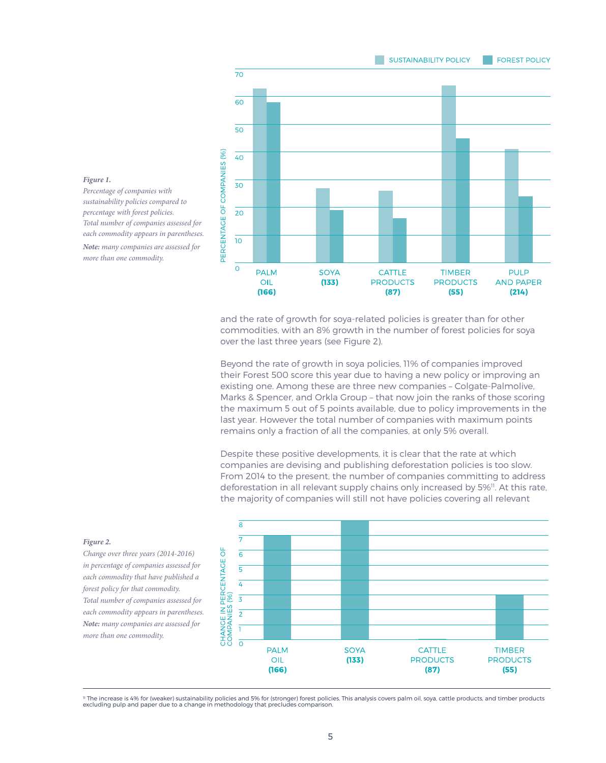**Figure 1.**
*Percentage of companies with sustainability policies compared to percentage with forest policies. Total number of companies assessed for each commodity appears in parentheses.*
***Note:*** *many companies are assessed for more than one commodity.*

and the rate of growth for soya-related policies is greater than for other commodities, with an 8% growth in the number of forest policies for soya over the last three years (see Figure 2).

Beyond the rate of growth in soya policies, 11% of companies improved their Forest 500 score this year due to having a new policy or improving an existing one. Among these are three new companies – Colgate-Palmolive, Marks & Spencer, and Orkla Group – that now join the ranks of those scoring the maximum 5 out of 5 points available, due to policy improvements in the last year. However the total number of companies with maximum points remains only a fraction of all the companies, at only 5% overall.

Despite these positive developments, it is clear that the rate at which companies are devising and publishing deforestation policies is too slow. From 2014 to the present, the number of companies committing to address deforestation in all relevant supply chains only increased by 5%[11]. At this rate, the majority of companies will still not have policies covering all relevant

**Figure 2.**
*Change over three years (2014-2016) in percentage of companies assessed for each commodity that have published a forest policy for that commodity. Total number of companies assessed for each commodity appears in parentheses.*
***Note:*** *many companies are assessed for more than one commodity.*

[11] The increase is 4% for (weaker) sustainability policies and 5% for (stronger) forest policies. This analysis covers palm oil, soya, cattle products, and timber products excluding pulp and paper due to a change in methodology that precludes comparison.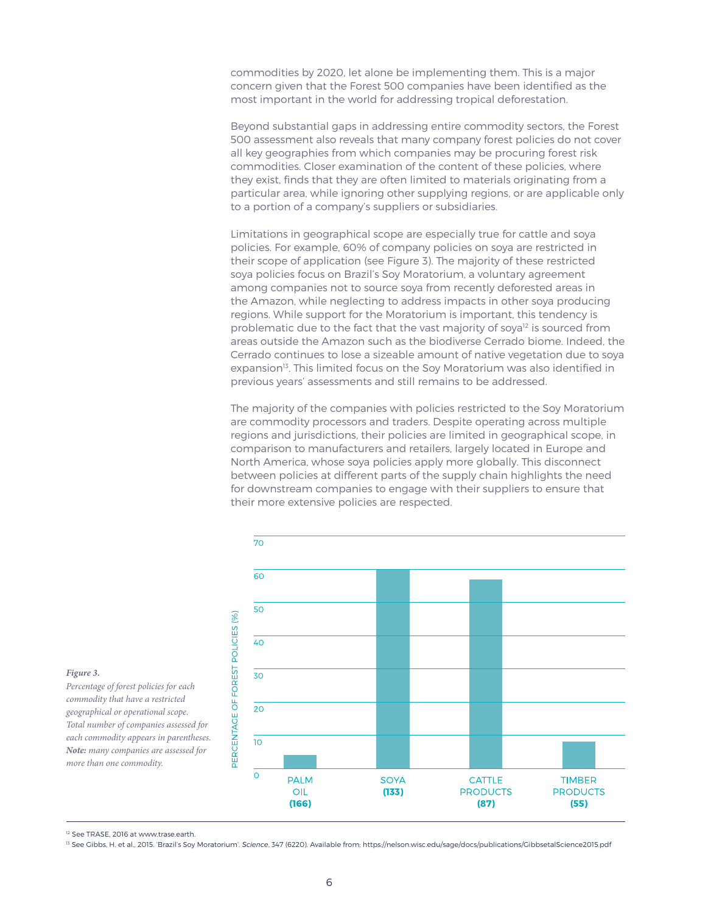commodities by 2020, let alone be implementing them. This is a major concern given that the Forest 500 companies have been identified as the most important in the world for addressing tropical deforestation.

Beyond substantial gaps in addressing entire commodity sectors, the Forest 500 assessment also reveals that many company forest policies do not cover all key geographies from which companies may be procuring forest risk commodities. Closer examination of the content of these policies, where they exist, finds that they are often limited to materials originating from a particular area, while ignoring other supplying regions, or are applicable only to a portion of a company's suppliers or subsidiaries.

Limitations in geographical scope are especially true for cattle and soya policies. For example, 60% of company policies on soya are restricted in their scope of application (see Figure 3). The majority of these restricted soya policies focus on Brazil's Soy Moratorium, a voluntary agreement among companies not to source soya from recently deforested areas in the Amazon, while neglecting to address impacts in other soya producing regions. While support for the Moratorium is important, this tendency is problematic due to the fact that the vast majority of soya[12] is sourced from areas outside the Amazon such as the biodiverse Cerrado biome. Indeed, the Cerrado continues to lose a sizeable amount of native vegetation due to soya expansion[13]. This limited focus on the Soy Moratorium was also identified in previous years' assessments and still remains to be addressed.

The majority of the companies with policies restricted to the Soy Moratorium are commodity processors and traders. Despite operating across multiple regions and jurisdictions, their policies are limited in geographical scope, in comparison to manufacturers and retailers, largely located in Europe and North America, whose soya policies apply more globally. This disconnect between policies at different parts of the supply chain highlights the need for downstream companies to engage with their suppliers to ensure that their more extensive policies are respected.

| Commodity | Percentage of forest policies (%) |
|---|---|
| Palm oil **(166)** | ~4 |
| Soya **(133)** | ~60 |
| Cattle products **(87)** | ~57 |
| Timber products **(55)** | ~8 |

***Figure 3.***

*Percentage of forest policies for each commodity that have a restricted geographical or operational scope. Total number of companies assessed for each commodity appears in parentheses.* ***Note:*** *many companies are assessed for more than one commodity.*

[12] See TRASE, 2016 at www.trase.earth.

[13] See Gibbs, H. et al., 2015. 'Brazil's Soy Moratorium'. *Science*, 347 (6220). Available from: https://nelson.wisc.edu/sage/docs/publications/GibbsetalScience2015.pdf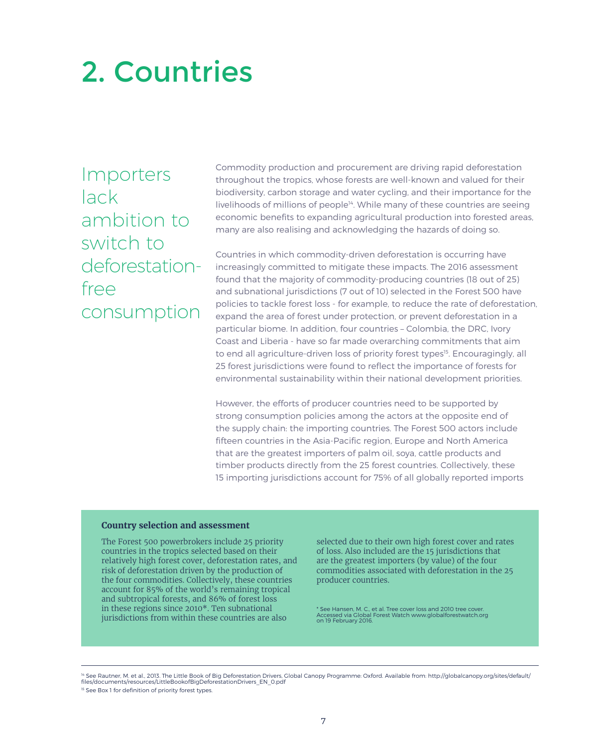# 2. Countries

## Importers lack ambition to switch to deforestation-free consumption

Commodity production and procurement are driving rapid deforestation throughout the tropics, whose forests are well-known and valued for their biodiversity, carbon storage and water cycling, and their importance for the livelihoods of millions of people[14]. While many of these countries are seeing economic benefits to expanding agricultural production into forested areas, many are also realising and acknowledging the hazards of doing so.

Countries in which commodity-driven deforestation is occurring have increasingly committed to mitigate these impacts. The 2016 assessment found that the majority of commodity-producing countries (18 out of 25) and subnational jurisdictions (7 out of 10) selected in the Forest 500 have policies to tackle forest loss - for example, to reduce the rate of deforestation, expand the area of forest under protection, or prevent deforestation in a particular biome. In addition, four countries – Colombia, the DRC, Ivory Coast and Liberia - have so far made overarching commitments that aim to end all agriculture-driven loss of priority forest types[15]. Encouragingly, all 25 forest jurisdictions were found to reflect the importance of forests for environmental sustainability within their national development priorities.

However, the efforts of producer countries need to be supported by strong consumption policies among the actors at the opposite end of the supply chain: the importing countries. The Forest 500 actors include fifteen countries in the Asia-Pacific region, Europe and North America that are the greatest importers of palm oil, soya, cattle products and timber products directly from the 25 forest countries. Collectively, these 15 importing jurisdictions account for 75% of all globally reported imports

**Country selection and assessment**

The Forest 500 powerbrokers include 25 priority countries in the tropics selected based on their relatively high forest cover, deforestation rates, and risk of deforestation driven by the production of the four commodities. Collectively, these countries account for 85% of the world's remaining tropical and subtropical forests, and 86% of forest loss in these regions since 2010*. Ten subnational jurisdictions from within these countries are also selected due to their own high forest cover and rates of loss. Also included are the 15 jurisdictions that are the greatest importers (by value) of the four commodities associated with deforestation in the 25 producer countries.

\* See Hansen, M. C., et al. Tree cover loss and 2010 tree cover. Accessed via Global Forest Watch www.globalforestwatch.org on 19 February 2016.

[14] See Rautner, M. et al., 2013. The Little Book of Big Deforestation Drivers, Global Canopy Programme: Oxford. Available from: http://globalcanopy.org/sites/default/files/documents/resources/LittleBookofBigDeforestationDrivers_EN_0.pdf

[15] See Box 1 for definition of priority forest types.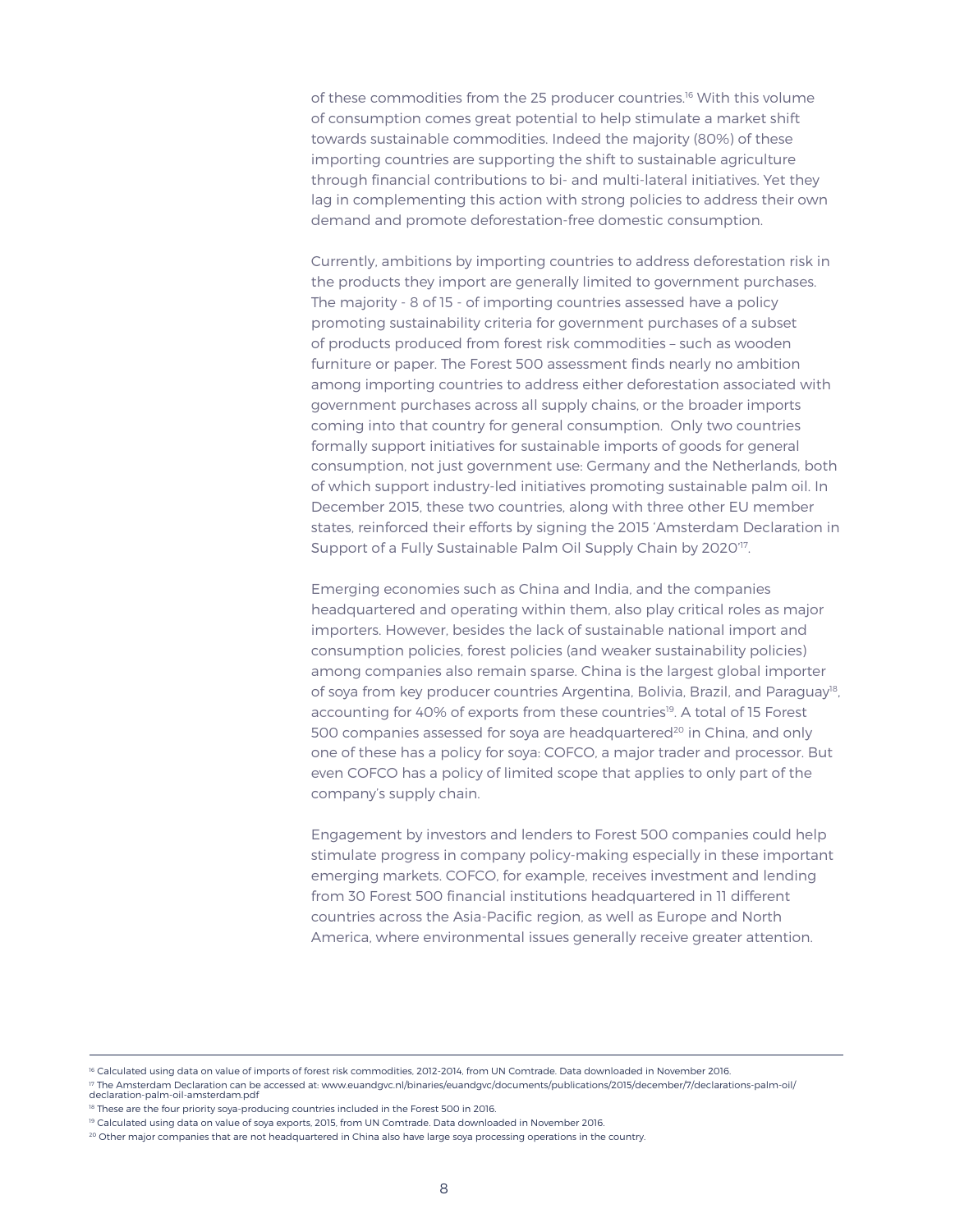of these commodities from the 25 producer countries.[16] With this volume of consumption comes great potential to help stimulate a market shift towards sustainable commodities. Indeed the majority (80%) of these importing countries are supporting the shift to sustainable agriculture through financial contributions to bi- and multi-lateral initiatives. Yet they lag in complementing this action with strong policies to address their own demand and promote deforestation-free domestic consumption.

Currently, ambitions by importing countries to address deforestation risk in the products they import are generally limited to government purchases. The majority - 8 of 15 - of importing countries assessed have a policy promoting sustainability criteria for government purchases of a subset of products produced from forest risk commodities – such as wooden furniture or paper. The Forest 500 assessment finds nearly no ambition among importing countries to address either deforestation associated with government purchases across all supply chains, or the broader imports coming into that country for general consumption. Only two countries formally support initiatives for sustainable imports of goods for general consumption, not just government use: Germany and the Netherlands, both of which support industry-led initiatives promoting sustainable palm oil. In December 2015, these two countries, along with three other EU member states, reinforced their efforts by signing the 2015 'Amsterdam Declaration in Support of a Fully Sustainable Palm Oil Supply Chain by 2020'[17].

Emerging economies such as China and India, and the companies headquartered and operating within them, also play critical roles as major importers. However, besides the lack of sustainable national import and consumption policies, forest policies (and weaker sustainability policies) among companies also remain sparse. China is the largest global importer of soya from key producer countries Argentina, Bolivia, Brazil, and Paraguay[18], accounting for 40% of exports from these countries[19]. A total of 15 Forest 500 companies assessed for soya are headquartered[20] in China, and only one of these has a policy for soya: COFCO, a major trader and processor. But even COFCO has a policy of limited scope that applies to only part of the company's supply chain.

Engagement by investors and lenders to Forest 500 companies could help stimulate progress in company policy-making especially in these important emerging markets. COFCO, for example, receives investment and lending from 30 Forest 500 financial institutions headquartered in 11 different countries across the Asia-Pacific region, as well as Europe and North America, where environmental issues generally receive greater attention.

---

[16] Calculated using data on value of imports of forest risk commodities, 2012-2014, from UN Comtrade. Data downloaded in November 2016.

[17] The Amsterdam Declaration can be accessed at: www.euandgvc.nl/binaries/euandgvc/documents/publications/2015/december/7/declarations-palm-oil/declaration-palm-oil-amsterdam.pdf

[18] These are the four priority soya-producing countries included in the Forest 500 in 2016.

[19] Calculated using data on value of soya exports, 2015, from UN Comtrade. Data downloaded in November 2016.

[20] Other major companies that are not headquartered in China also have large soya processing operations in the country.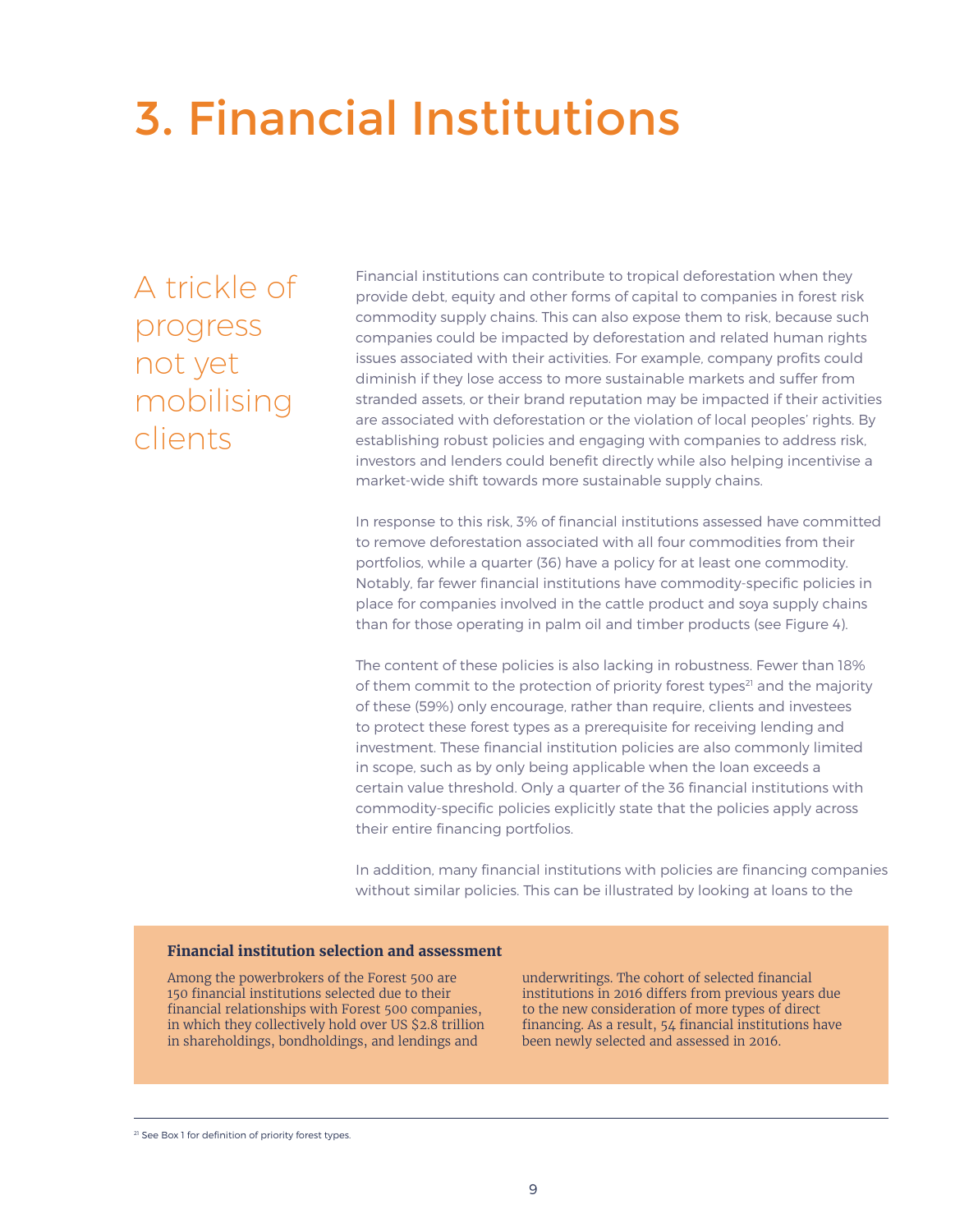# 3. Financial Institutions

## A trickle of progress not yet mobilising clients

Financial institutions can contribute to tropical deforestation when they provide debt, equity and other forms of capital to companies in forest risk commodity supply chains. This can also expose them to risk, because such companies could be impacted by deforestation and related human rights issues associated with their activities. For example, company profits could diminish if they lose access to more sustainable markets and suffer from stranded assets, or their brand reputation may be impacted if their activities are associated with deforestation or the violation of local peoples' rights. By establishing robust policies and engaging with companies to address risk, investors and lenders could benefit directly while also helping incentivise a market-wide shift towards more sustainable supply chains.

In response to this risk, 3% of financial institutions assessed have committed to remove deforestation associated with all four commodities from their portfolios, while a quarter (36) have a policy for at least one commodity. Notably, far fewer financial institutions have commodity-specific policies in place for companies involved in the cattle product and soya supply chains than for those operating in palm oil and timber products (see Figure 4).

The content of these policies is also lacking in robustness. Fewer than 18% of them commit to the protection of priority forest types[21] and the majority of these (59%) only encourage, rather than require, clients and investees to protect these forest types as a prerequisite for receiving lending and investment. These financial institution policies are also commonly limited in scope, such as by only being applicable when the loan exceeds a certain value threshold. Only a quarter of the 36 financial institutions with commodity-specific policies explicitly state that the policies apply across their entire financing portfolios.

In addition, many financial institutions with policies are financing companies without similar policies. This can be illustrated by looking at loans to the

**Financial institution selection and assessment**

Among the powerbrokers of the Forest 500 are 150 financial institutions selected due to their financial relationships with Forest 500 companies, in which they collectively hold over US $2.8 trillion in shareholdings, bondholdings, and lendings and underwritings. The cohort of selected financial institutions in 2016 differs from previous years due to the new consideration of more types of direct financing. As a result, 54 financial institutions have been newly selected and assessed in 2016.

---

[21] See Box 1 for definition of priority forest types.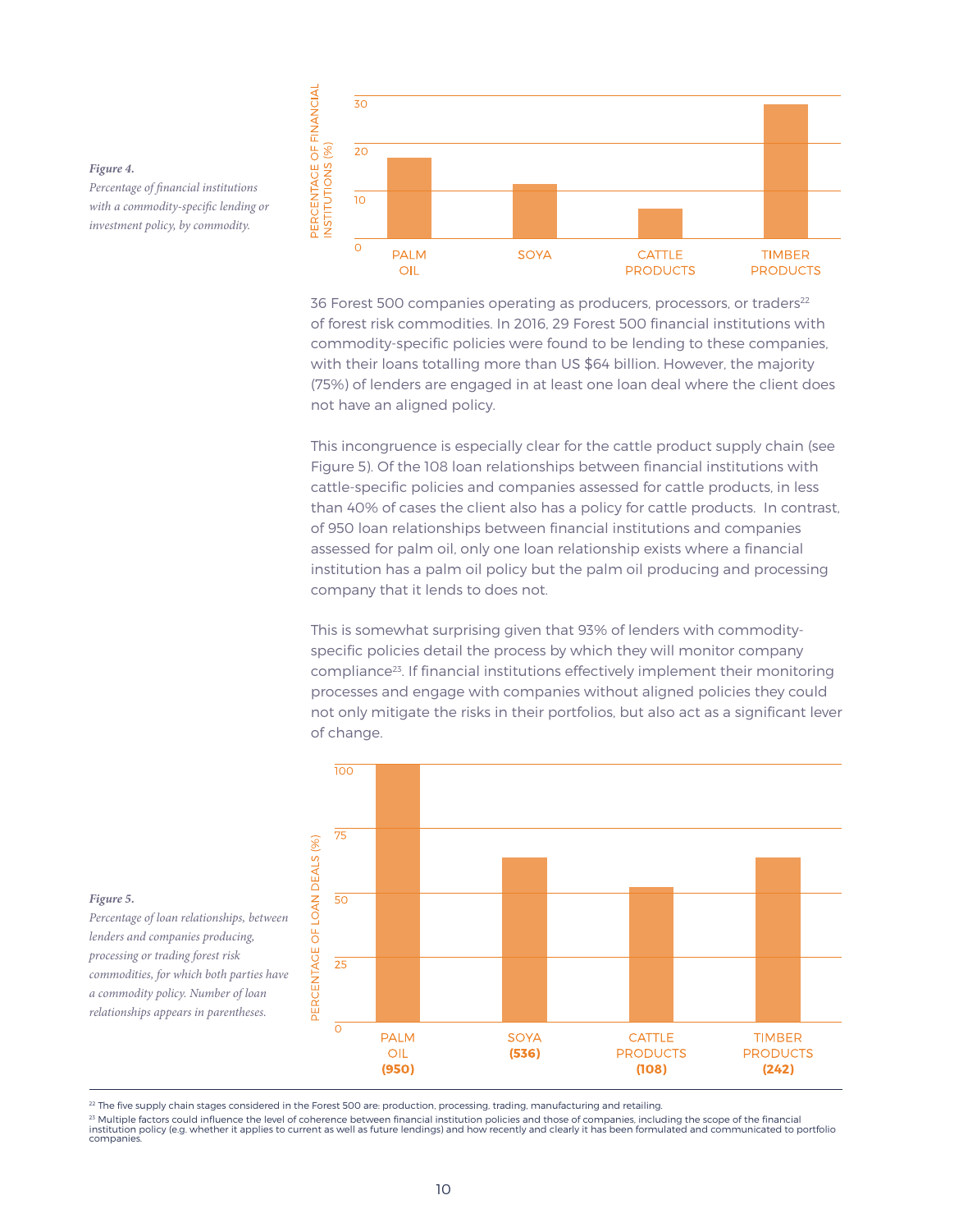*Figure 4.*

*Percentage of financial institutions with a commodity-specific lending or investment policy, by commodity.*

36 Forest 500 companies operating as producers, processors, or traders[22] of forest risk commodities. In 2016, 29 Forest 500 financial institutions with commodity-specific policies were found to be lending to these companies, with their loans totalling more than US $64 billion. However, the majority (75%) of lenders are engaged in at least one loan deal where the client does not have an aligned policy.

This incongruence is especially clear for the cattle product supply chain (see Figure 5). Of the 108 loan relationships between financial institutions with cattle-specific policies and companies assessed for cattle products, in less than 40% of cases the client also has a policy for cattle products. In contrast, of 950 loan relationships between financial institutions and companies assessed for palm oil, only one loan relationship exists where a financial institution has a palm oil policy but the palm oil producing and processing company that it lends to does not.

This is somewhat surprising given that 93% of lenders with commodity-specific policies detail the process by which they will monitor company compliance[23]. If financial institutions effectively implement their monitoring processes and engage with companies without aligned policies they could not only mitigate the risks in their portfolios, but also act as a significant lever of change.

*Figure 5.*

*Percentage of loan relationships, between lenders and companies producing, processing or trading forest risk commodities, for which both parties have a commodity policy. Number of loan relationships appears in parentheses.*

[22] The five supply chain stages considered in the Forest 500 are: production, processing, trading, manufacturing and retailing.

[23] Multiple factors could influence the level of coherence between financial institution policies and those of companies, including the scope of the financial institution policy (e.g. whether it applies to current as well as future lendings) and how recently and clearly it has been formulated and communicated to portfolio companies.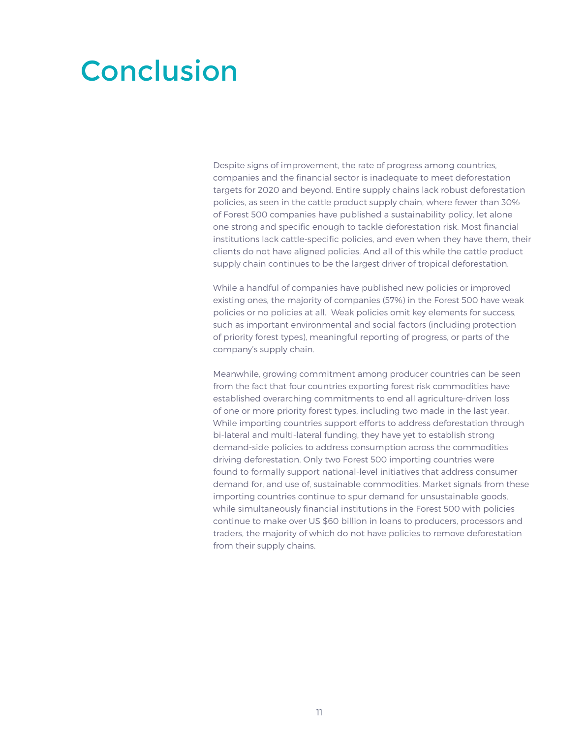# Conclusion

Despite signs of improvement, the rate of progress among countries, companies and the financial sector is inadequate to meet deforestation targets for 2020 and beyond. Entire supply chains lack robust deforestation policies, as seen in the cattle product supply chain, where fewer than 30% of Forest 500 companies have published a sustainability policy, let alone one strong and specific enough to tackle deforestation risk. Most financial institutions lack cattle-specific policies, and even when they have them, their clients do not have aligned policies. And all of this while the cattle product supply chain continues to be the largest driver of tropical deforestation.

While a handful of companies have published new policies or improved existing ones, the majority of companies (57%) in the Forest 500 have weak policies or no policies at all. Weak policies omit key elements for success, such as important environmental and social factors (including protection of priority forest types), meaningful reporting of progress, or parts of the company's supply chain.

Meanwhile, growing commitment among producer countries can be seen from the fact that four countries exporting forest risk commodities have established overarching commitments to end all agriculture-driven loss of one or more priority forest types, including two made in the last year. While importing countries support efforts to address deforestation through bi-lateral and multi-lateral funding, they have yet to establish strong demand-side policies to address consumption across the commodities driving deforestation. Only two Forest 500 importing countries were found to formally support national-level initiatives that address consumer demand for, and use of, sustainable commodities. Market signals from these importing countries continue to spur demand for unsustainable goods, while simultaneously financial institutions in the Forest 500 with policies continue to make over US $60 billion in loans to producers, processors and traders, the majority of which do not have policies to remove deforestation from their supply chains.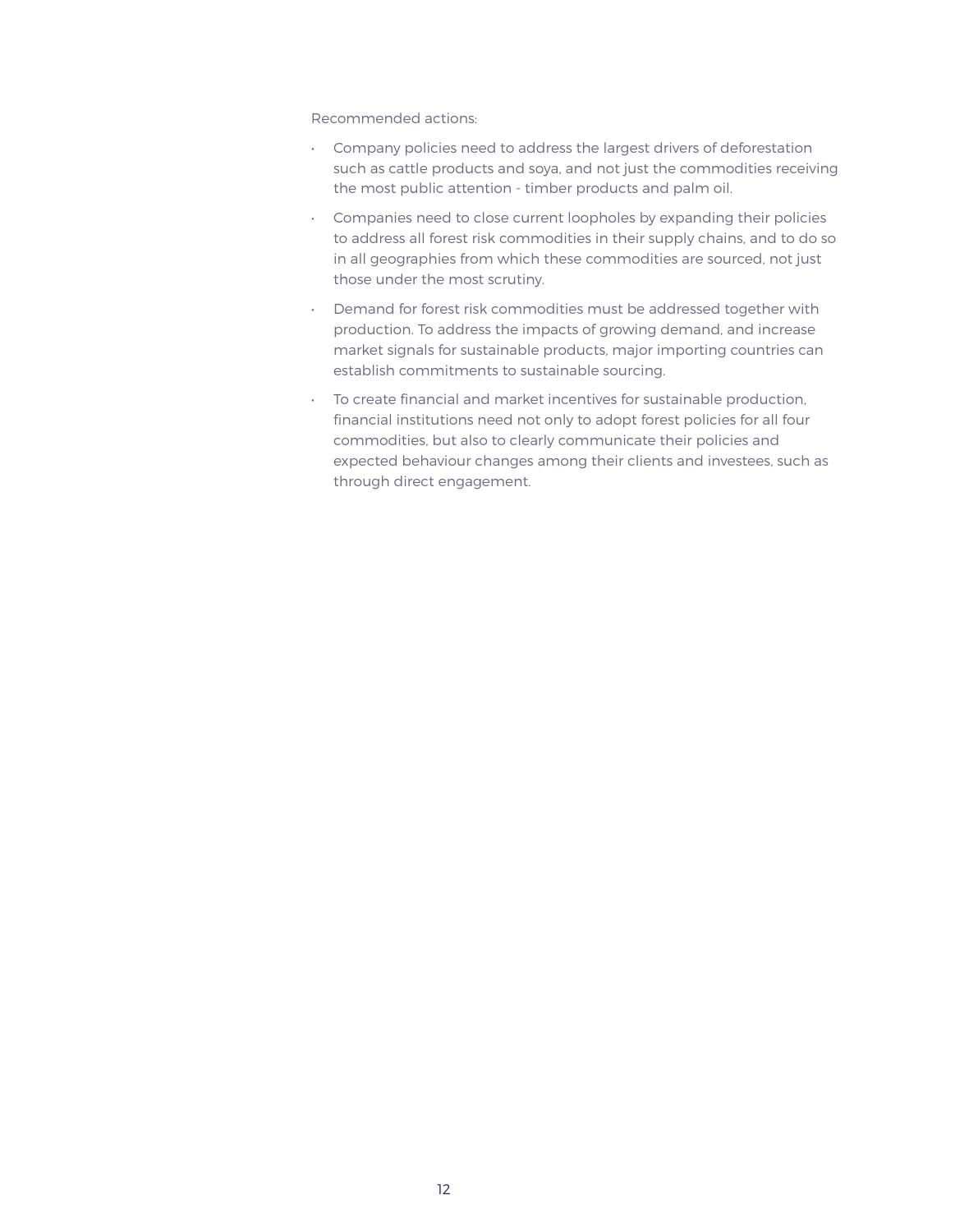Recommended actions:

- Company policies need to address the largest drivers of deforestation such as cattle products and soya, and not just the commodities receiving the most public attention - timber products and palm oil.
- Companies need to close current loopholes by expanding their policies to address all forest risk commodities in their supply chains, and to do so in all geographies from which these commodities are sourced, not just those under the most scrutiny.
- Demand for forest risk commodities must be addressed together with production. To address the impacts of growing demand, and increase market signals for sustainable products, major importing countries can establish commitments to sustainable sourcing.
- To create financial and market incentives for sustainable production, financial institutions need not only to adopt forest policies for all four commodities, but also to clearly communicate their policies and expected behaviour changes among their clients and investees, such as through direct engagement.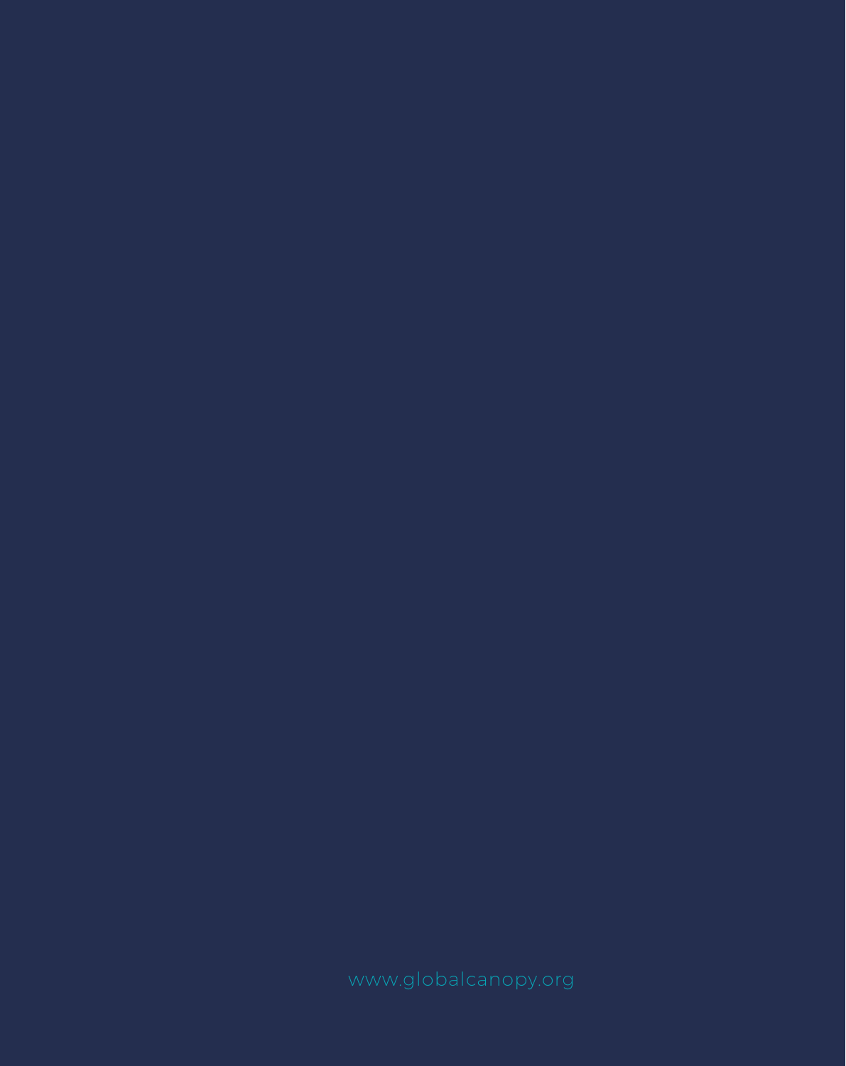www.globalcanopy.org